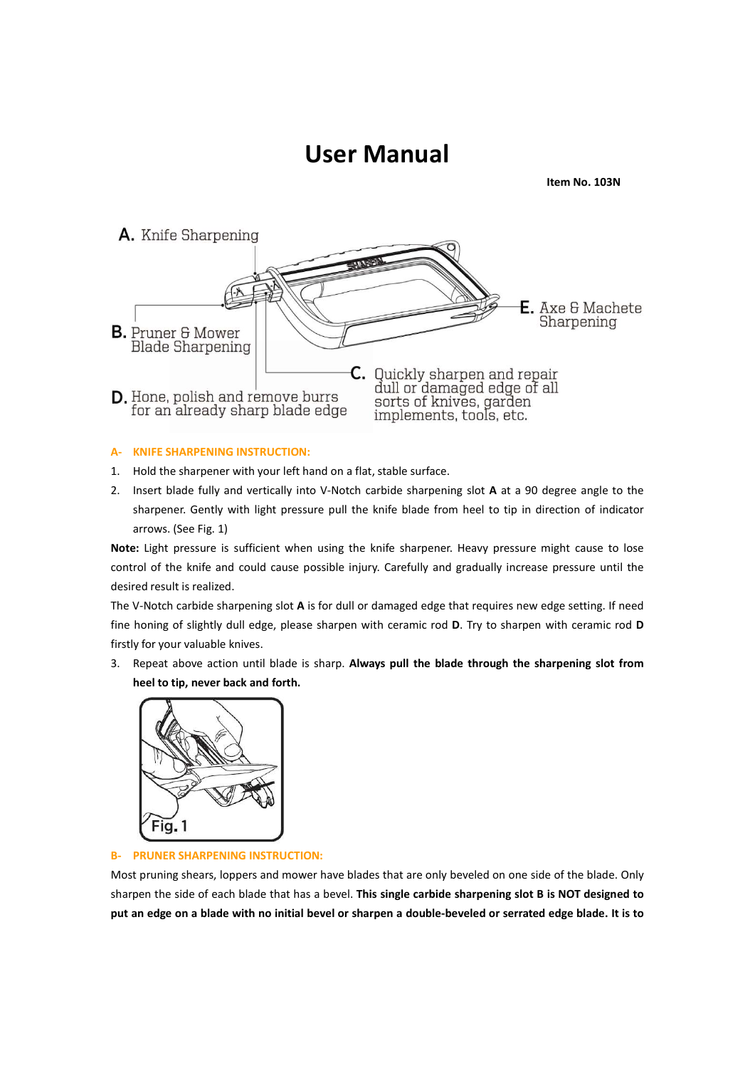# User Manual

**Item No. 103N**

A. Knife Sharpening

B. Pruner & Mower Blade Sharpening

C. Quickly sharpen and repair dull or damaged edge of all sorts of knives, garden implements, tools, etc.

D. Hone, polish and remove burrs for an already sharp blade edge

E. Axe & Machete Sharpening

## A- KNIFE SHARPENING INSTRUCTION:

1. Hold the sharpener with your left hand on a flat, stable surface.
2. Insert blade fully and vertically into V-Notch carbide sharpening slot **A** at a 90 degree angle to the sharpener. Gently with light pressure pull the knife blade from heel to tip in direction of indicator arrows. (See Fig. 1)

**Note:** Light pressure is sufficient when using the knife sharpener. Heavy pressure might cause to lose control of the knife and could cause possible injury. Carefully and gradually increase pressure until the desired result is realized.

The V-Notch carbide sharpening slot **A** is for dull or damaged edge that requires new edge setting. If need fine honing of slightly dull edge, please sharpen with ceramic rod **D**. Try to sharpen with ceramic rod **D** firstly for your valuable knives.

3. Repeat above action until blade is sharp. **Always pull the blade through the sharpening slot from heel to tip, never back and forth.**

Fig. 1

## B- PRUNER SHARPENING INSTRUCTION:

Most pruning shears, loppers and mower have blades that are only beveled on one side of the blade. Only sharpen the side of each blade that has a bevel. **This single carbide sharpening slot B is NOT designed to put an edge on a blade with no initial bevel or sharpen a double-beveled or serrated edge blade. It is to**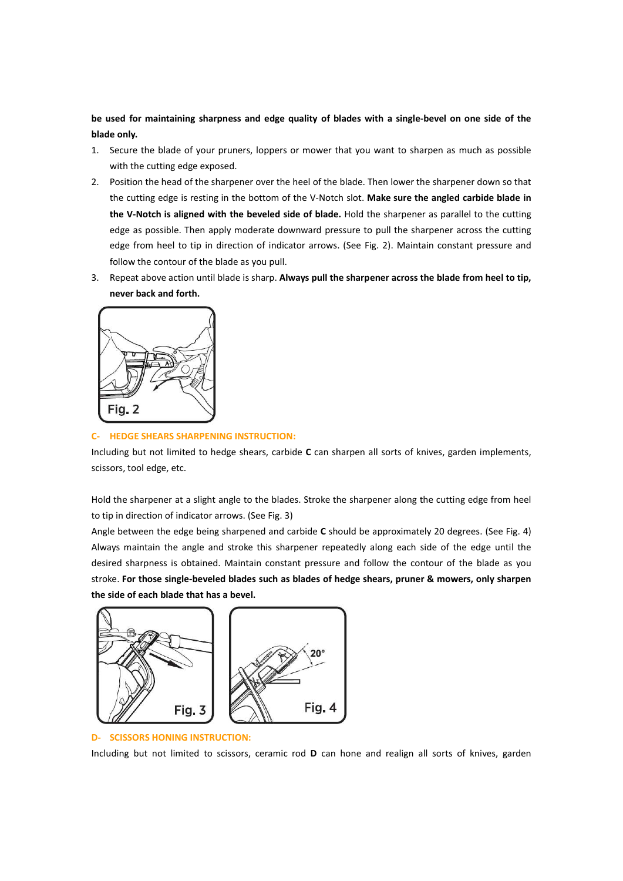**be used for maintaining sharpness and edge quality of blades with a single-bevel on one side of the blade only.**

1. Secure the blade of your pruners, loppers or mower that you want to sharpen as much as possible with the cutting edge exposed.
2. Position the head of the sharpener over the heel of the blade. Then lower the sharpener down so that the cutting edge is resting in the bottom of the V-Notch slot. **Make sure the angled carbide blade in the V-Notch is aligned with the beveled side of blade.** Hold the sharpener as parallel to the cutting edge as possible. Then apply moderate downward pressure to pull the sharpener across the cutting edge from heel to tip in direction of indicator arrows. (See Fig. 2). Maintain constant pressure and follow the contour of the blade as you pull.
3. Repeat above action until blade is sharp. **Always pull the sharpener across the blade from heel to tip, never back and forth.**

Fig. 2

## C- HEDGE SHEARS SHARPENING INSTRUCTION:

Including but not limited to hedge shears, carbide **C** can sharpen all sorts of knives, garden implements, scissors, tool edge, etc.

Hold the sharpener at a slight angle to the blades. Stroke the sharpener along the cutting edge from heel to tip in direction of indicator arrows. (See Fig. 3)

Angle between the edge being sharpened and carbide **C** should be approximately 20 degrees. (See Fig. 4) Always maintain the angle and stroke this sharpener repeatedly along each side of the edge until the desired sharpness is obtained. Maintain constant pressure and follow the contour of the blade as you stroke. **For those single-beveled blades such as blades of hedge shears, pruner & mowers, only sharpen the side of each blade that has a bevel.**

Fig. 3

Fig. 4

## D- SCISSORS HONING INSTRUCTION:

Including but not limited to scissors, ceramic rod **D** can hone and realign all sorts of knives, garden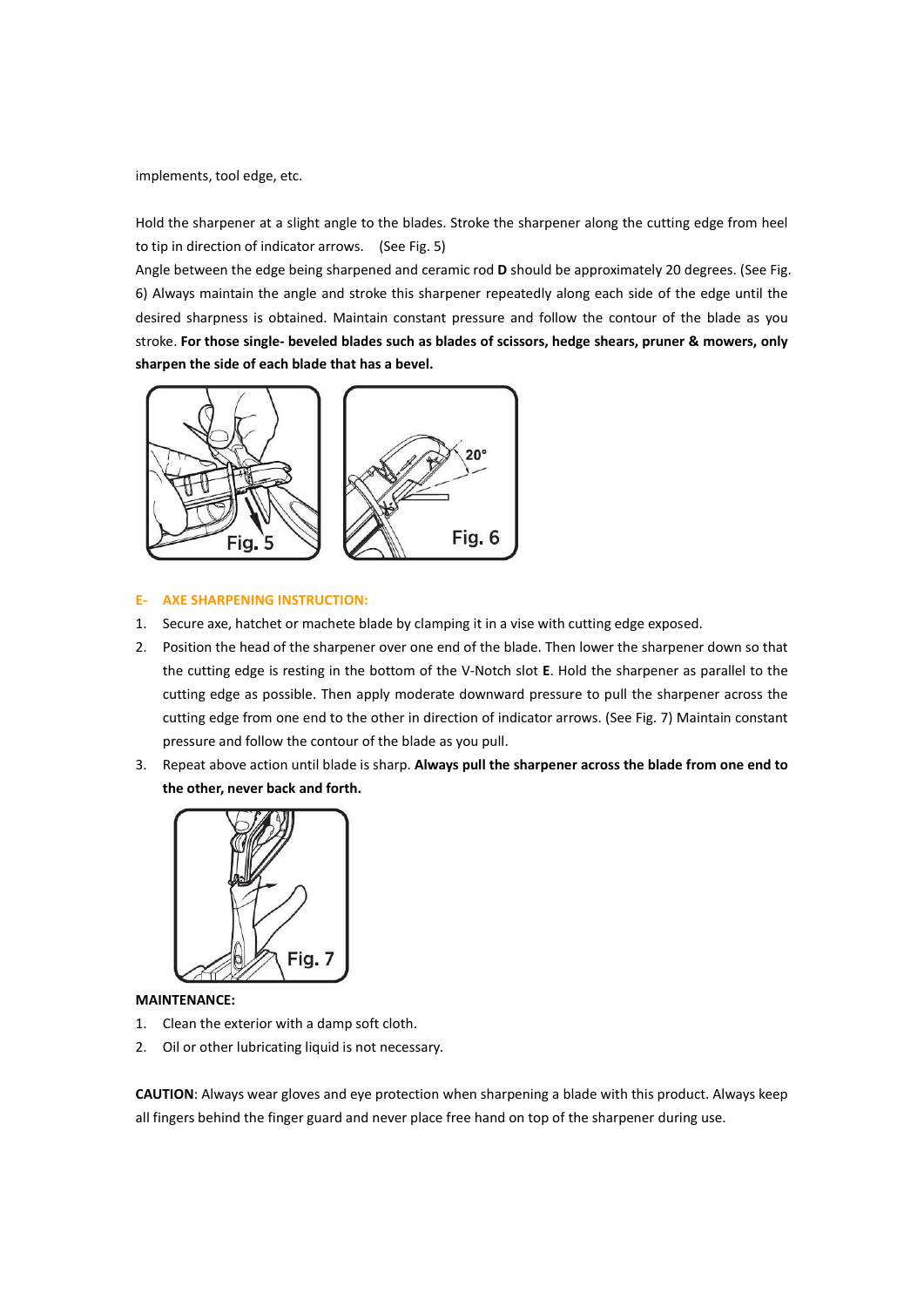implements, tool edge, etc.

Hold the sharpener at a slight angle to the blades. Stroke the sharpener along the cutting edge from heel to tip in direction of indicator arrows. (See Fig. 5)
Angle between the edge being sharpened and ceramic rod **D** should be approximately 20 degrees. (See Fig. 6) Always maintain the angle and stroke this sharpener repeatedly along each side of the edge until the desired sharpness is obtained. Maintain constant pressure and follow the contour of the blade as you stroke. **For those single- beveled blades such as blades of scissors, hedge shears, pruner & mowers, only sharpen the side of each blade that has a bevel.**

Fig. 5

Fig. 6

## E- AXE SHARPENING INSTRUCTION:

1. Secure axe, hatchet or machete blade by clamping it in a vise with cutting edge exposed.
2. Position the head of the sharpener over one end of the blade. Then lower the sharpener down so that the cutting edge is resting in the bottom of the V-Notch slot **E**. Hold the sharpener as parallel to the cutting edge as possible. Then apply moderate downward pressure to pull the sharpener across the cutting edge from one end to the other in direction of indicator arrows. (See Fig. 7) Maintain constant pressure and follow the contour of the blade as you pull.
3. Repeat above action until blade is sharp. **Always pull the sharpener across the blade from one end to the other, never back and forth.**

Fig. 7

**MAINTENANCE:**

1. Clean the exterior with a damp soft cloth.
2. Oil or other lubricating liquid is not necessary.

**CAUTION**: Always wear gloves and eye protection when sharpening a blade with this product. Always keep all fingers behind the finger guard and never place free hand on top of the sharpener during use.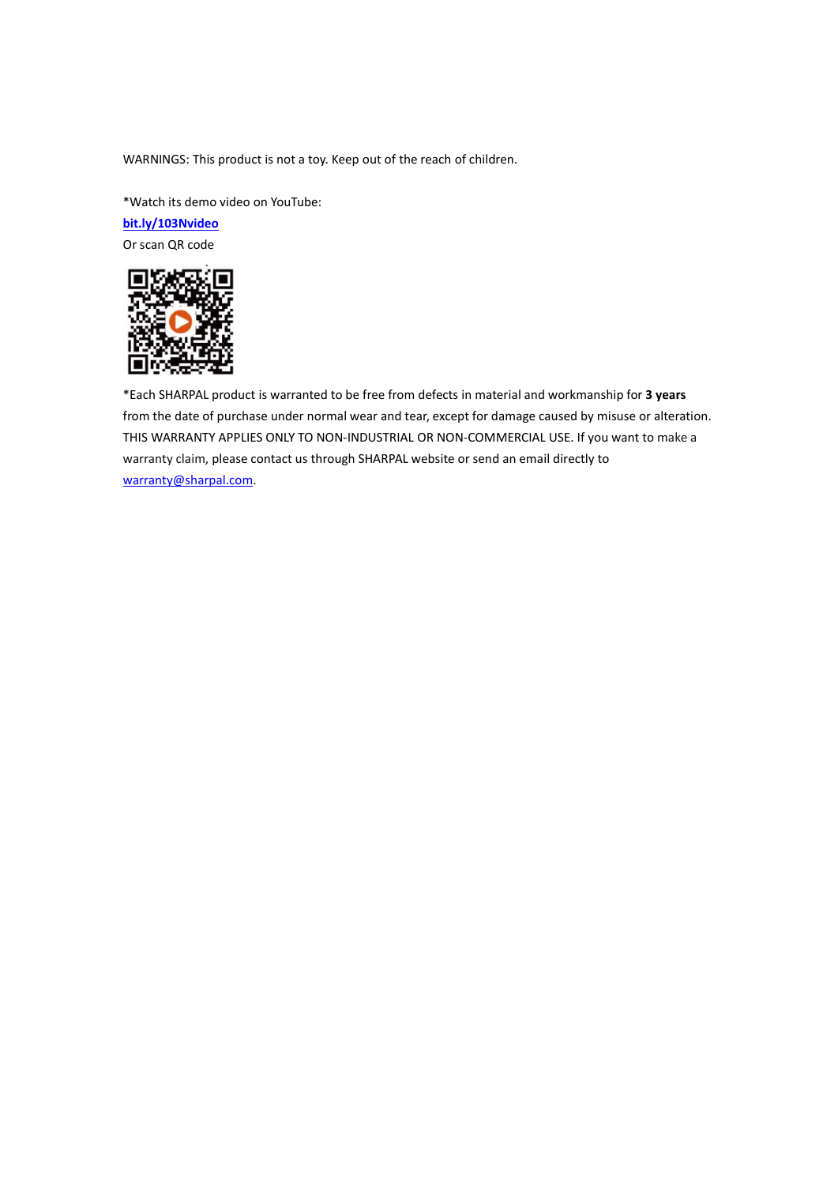WARNINGS: This product is not a toy. Keep out of the reach of children.

*Watch its demo video on YouTube:
**bit.ly/103Nvideo**
Or scan QR code

*Each SHARPAL product is warranted to be free from defects in material and workmanship for **3 years** from the date of purchase under normal wear and tear, except for damage caused by misuse or alteration. THIS WARRANTY APPLIES ONLY TO NON-INDUSTRIAL OR NON-COMMERCIAL USE. If you want to make a warranty claim, please contact us through SHARPAL website or send an email directly to warranty@sharpal.com.